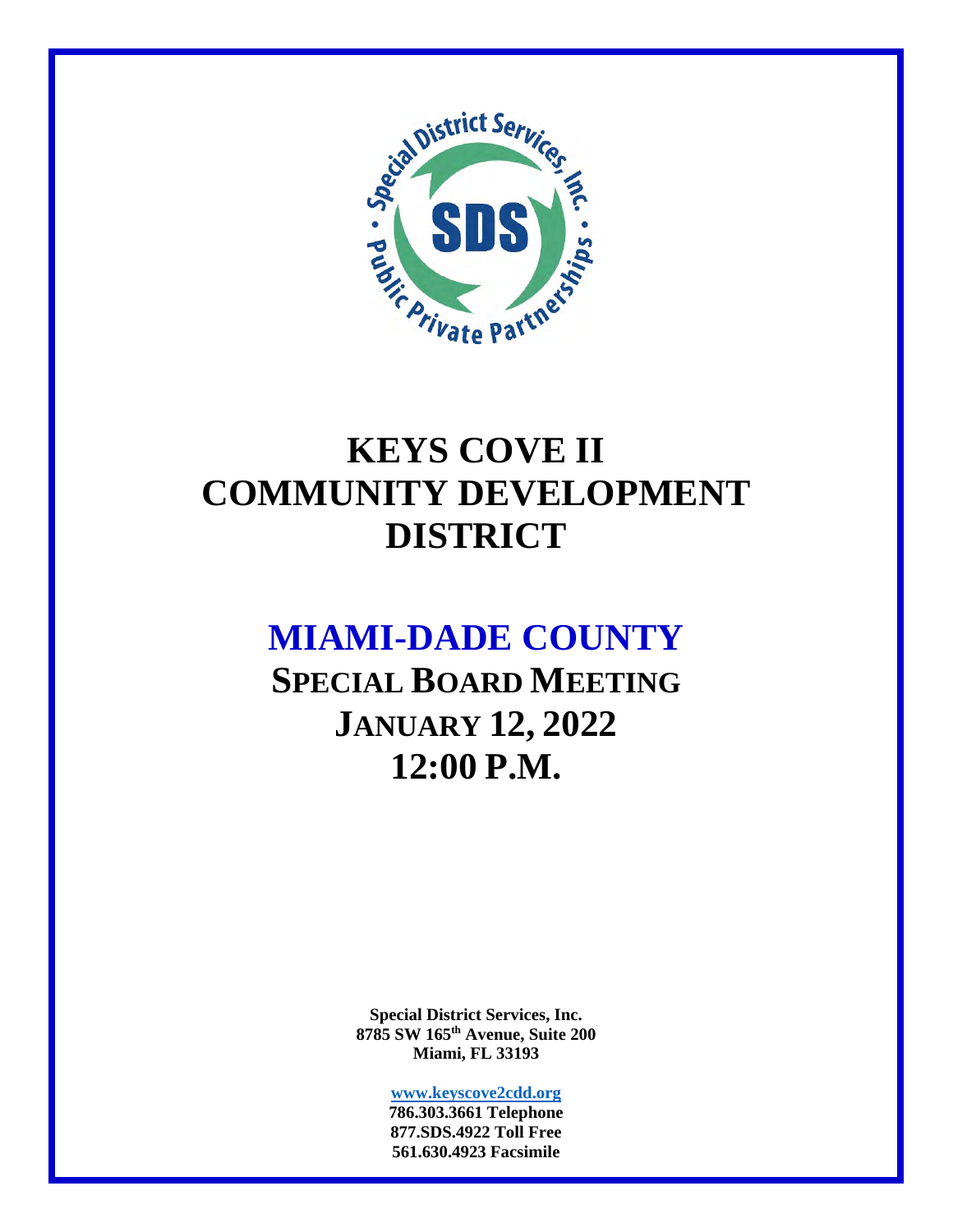# KEYS COVE II COMMUNITY DEVELOPMENT DISTRICT

## MIAMI-DADE COUNTY

## SPECIAL BOARD MEETING JANUARY 12, 2022 12:00 P.M.

**Special District Services, Inc.**
**8785 SW 165th Avenue, Suite 200**
**Miami, FL 33193**

**www.keyscove2cdd.org**
**786.303.3661 Telephone**
**877.SDS.4922 Toll Free**
**561.630.4923 Facsimile**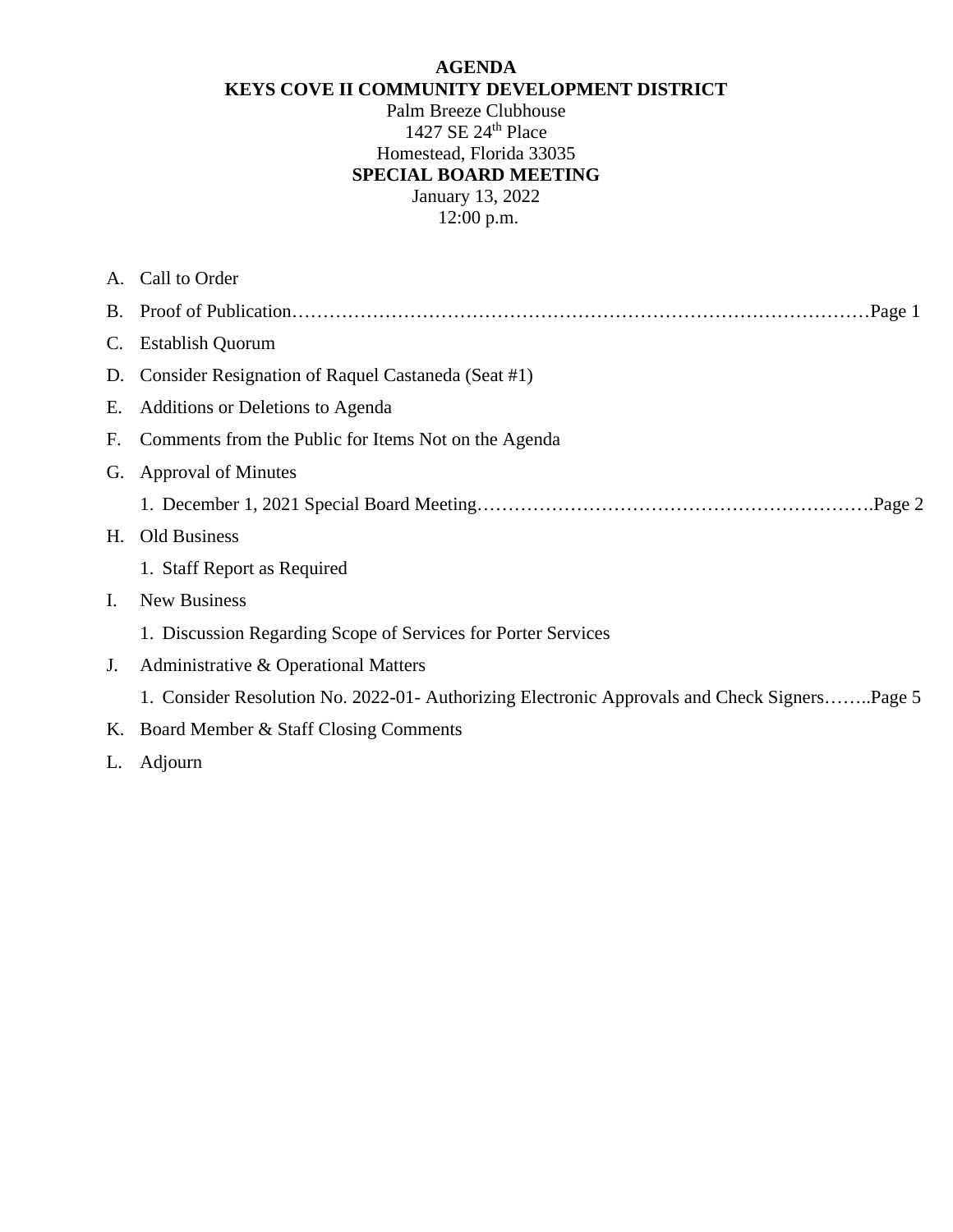**AGENDA**
**KEYS COVE II COMMUNITY DEVELOPMENT DISTRICT**
Palm Breeze Clubhouse
1427 SE 24th Place
Homestead, Florida 33035
**SPECIAL BOARD MEETING**
January 13, 2022
12:00 p.m.

A. Call to Order

B. Proof of Publication……………………………………………………………………………Page 1

C. Establish Quorum

D. Consider Resignation of Raquel Castaneda (Seat #1)

E. Additions or Deletions to Agenda

F. Comments from the Public for Items Not on the Agenda

G. Approval of Minutes

   1. December 1, 2021 Special Board Meeting……………………………………………………….Page 2

H. Old Business

   1. Staff Report as Required

I. New Business

   1. Discussion Regarding Scope of Services for Porter Services

J. Administrative & Operational Matters

   1. Consider Resolution No. 2022-01- Authorizing Electronic Approvals and Check Signers……..Page 5

K. Board Member & Staff Closing Comments

L. Adjourn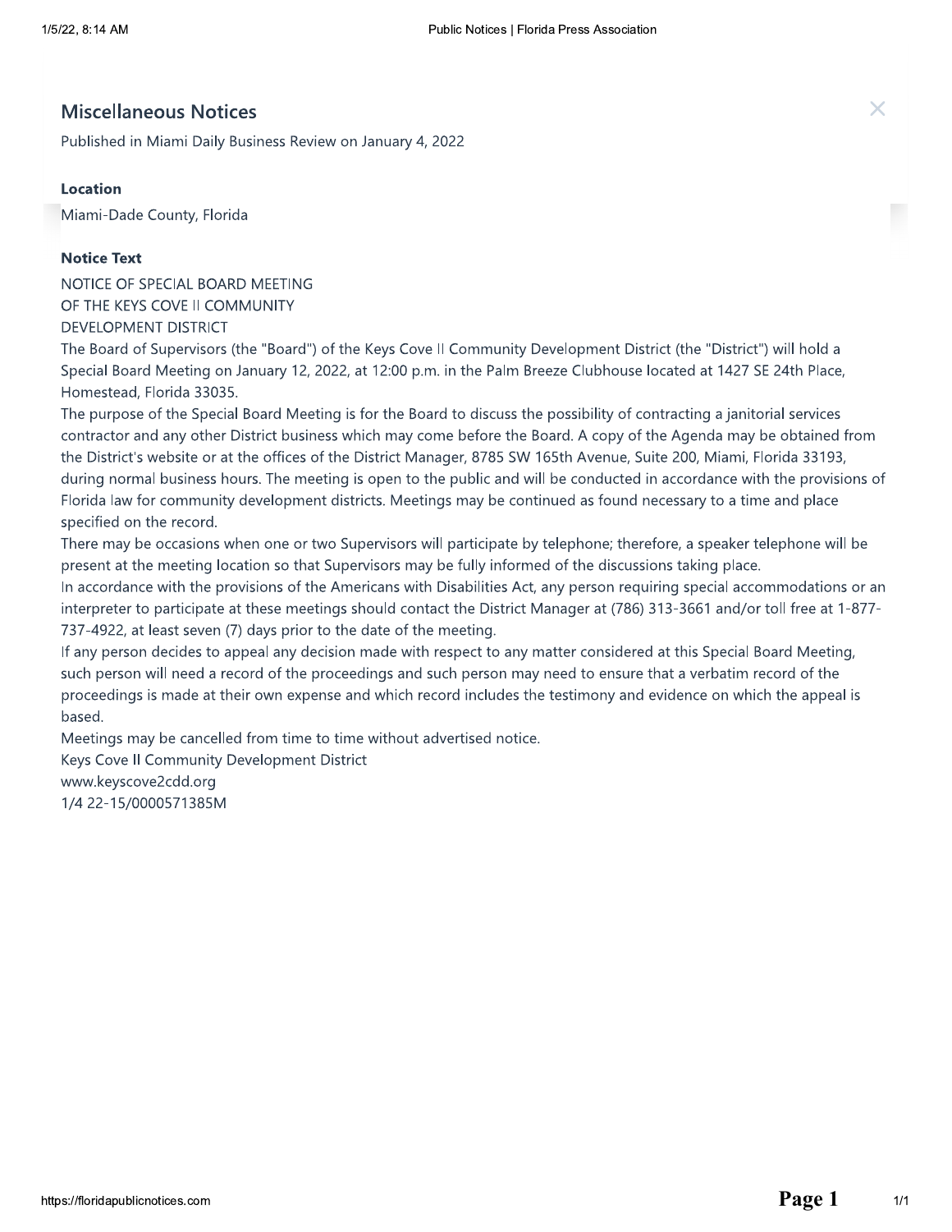## Miscellaneous Notices

Published in Miami Daily Business Review on January 4, 2022

### Location

Miami-Dade County, Florida

### Notice Text

NOTICE OF SPECIAL BOARD MEETING
OF THE KEYS COVE II COMMUNITY
DEVELOPMENT DISTRICT

The Board of Supervisors (the "Board") of the Keys Cove II Community Development District (the "District") will hold a Special Board Meeting on January 12, 2022, at 12:00 p.m. in the Palm Breeze Clubhouse located at 1427 SE 24th Place, Homestead, Florida 33035.

The purpose of the Special Board Meeting is for the Board to discuss the possibility of contracting a janitorial services contractor and any other District business which may come before the Board. A copy of the Agenda may be obtained from the District's website or at the offices of the District Manager, 8785 SW 165th Avenue, Suite 200, Miami, Florida 33193, during normal business hours. The meeting is open to the public and will be conducted in accordance with the provisions of Florida law for community development districts. Meetings may be continued as found necessary to a time and place specified on the record.

There may be occasions when one or two Supervisors will participate by telephone; therefore, a speaker telephone will be present at the meeting location so that Supervisors may be fully informed of the discussions taking place.

In accordance with the provisions of the Americans with Disabilities Act, any person requiring special accommodations or an interpreter to participate at these meetings should contact the District Manager at (786) 313-3661 and/or toll free at 1-877-737-4922, at least seven (7) days prior to the date of the meeting.

If any person decides to appeal any decision made with respect to any matter considered at this Special Board Meeting, such person will need a record of the proceedings and such person may need to ensure that a verbatim record of the proceedings is made at their own expense and which record includes the testimony and evidence on which the appeal is based.

Meetings may be cancelled from time to time without advertised notice.

Keys Cove II Community Development District
www.keyscove2cdd.org
1/4 22-15/0000571385M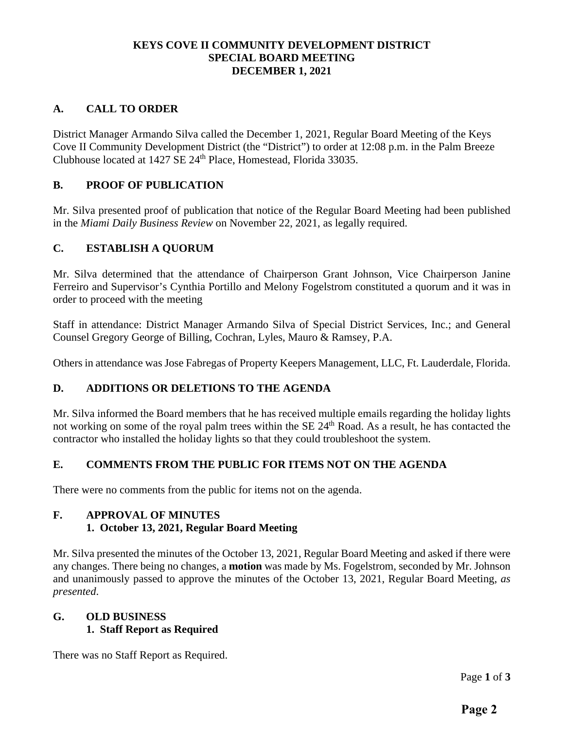# KEYS COVE II COMMUNITY DEVELOPMENT DISTRICT
# SPECIAL BOARD MEETING
# DECEMBER 1, 2021

## A. CALL TO ORDER

District Manager Armando Silva called the December 1, 2021, Regular Board Meeting of the Keys Cove II Community Development District (the "District") to order at 12:08 p.m. in the Palm Breeze Clubhouse located at 1427 SE 24th Place, Homestead, Florida 33035.

## B. PROOF OF PUBLICATION

Mr. Silva presented proof of publication that notice of the Regular Board Meeting had been published in the *Miami Daily Business Review* on November 22, 2021, as legally required.

## C. ESTABLISH A QUORUM

Mr. Silva determined that the attendance of Chairperson Grant Johnson, Vice Chairperson Janine Ferreiro and Supervisor's Cynthia Portillo and Melony Fogelstrom constituted a quorum and it was in order to proceed with the meeting

Staff in attendance: District Manager Armando Silva of Special District Services, Inc.; and General Counsel Gregory George of Billing, Cochran, Lyles, Mauro & Ramsey, P.A.

Others in attendance was Jose Fabregas of Property Keepers Management, LLC, Ft. Lauderdale, Florida.

## D. ADDITIONS OR DELETIONS TO THE AGENDA

Mr. Silva informed the Board members that he has received multiple emails regarding the holiday lights not working on some of the royal palm trees within the SE 24th Road. As a result, he has contacted the contractor who installed the holiday lights so that they could troubleshoot the system.

## E. COMMENTS FROM THE PUBLIC FOR ITEMS NOT ON THE AGENDA

There were no comments from the public for items not on the agenda.

## F. APPROVAL OF MINUTES

### 1. October 13, 2021, Regular Board Meeting

Mr. Silva presented the minutes of the October 13, 2021, Regular Board Meeting and asked if there were any changes. There being no changes, a **motion** was made by Ms. Fogelstrom, seconded by Mr. Johnson and unanimously passed to approve the minutes of the October 13, 2021, Regular Board Meeting, *as presented*.

## G. OLD BUSINESS

### 1. Staff Report as Required

There was no Staff Report as Required.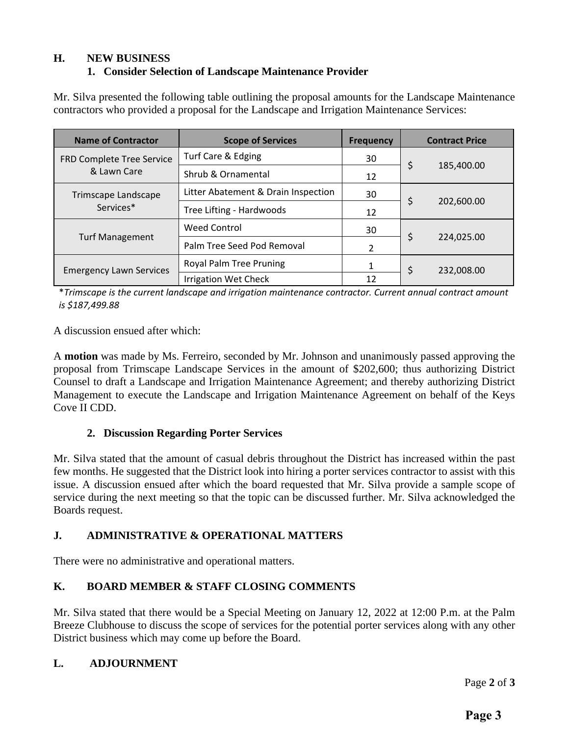## H. NEW BUSINESS

### 1. Consider Selection of Landscape Maintenance Provider

Mr. Silva presented the following table outlining the proposal amounts for the Landscape Maintenance contractors who provided a proposal for the Landscape and Irrigation Maintenance Services:

| Name of Contractor | Scope of Services | Frequency | Contract Price |
|---|---|---|---|
| FRD Complete Tree Service & Lawn Care | Turf Care & Edging | 30 | $ 185,400.00 |
| | Shrub & Ornamental | 12 | |
| Trimscape Landscape Services* | Litter Abatement & Drain Inspection | 30 | $ 202,600.00 |
| | Tree Lifting - Hardwoods | 12 | |
| Turf Management | Weed Control | 30 | $ 224,025.00 |
| | Palm Tree Seed Pod Removal | 2 | |
| Emergency Lawn Services | Royal Palm Tree Pruning | 1 | $ 232,008.00 |
| | Irrigation Wet Check | 12 | |

**Trimscape is the current landscape and irrigation maintenance contractor. Current annual contract amount is $187,499.88*

A discussion ensued after which:

A **motion** was made by Ms. Ferreiro, seconded by Mr. Johnson and unanimously passed approving the proposal from Trimscape Landscape Services in the amount of $202,600; thus authorizing District Counsel to draft a Landscape and Irrigation Maintenance Agreement; and thereby authorizing District Management to execute the Landscape and Irrigation Maintenance Agreement on behalf of the Keys Cove II CDD.

### 2. Discussion Regarding Porter Services

Mr. Silva stated that the amount of casual debris throughout the District has increased within the past few months. He suggested that the District look into hiring a porter services contractor to assist with this issue. A discussion ensued after which the board requested that Mr. Silva provide a sample scope of service during the next meeting so that the topic can be discussed further. Mr. Silva acknowledged the Boards request.

## J. ADMINISTRATIVE & OPERATIONAL MATTERS

There were no administrative and operational matters.

## K. BOARD MEMBER & STAFF CLOSING COMMENTS

Mr. Silva stated that there would be a Special Meeting on January 12, 2022 at 12:00 P.m. at the Palm Breeze Clubhouse to discuss the scope of services for the potential porter services along with any other District business which may come up before the Board.

## L. ADJOURNMENT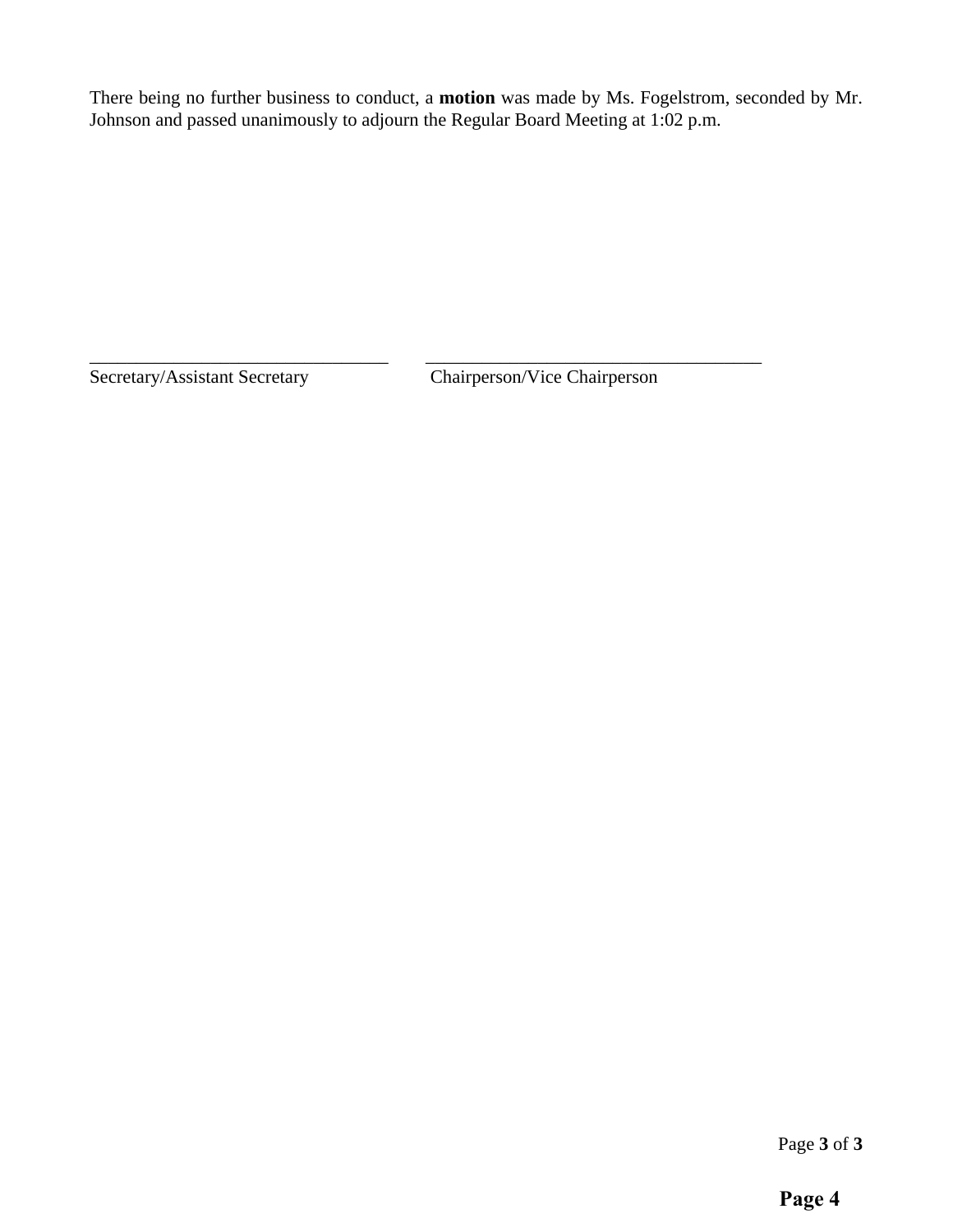There being no further business to conduct, a **motion** was made by Ms. Fogelstrom, seconded by Mr. Johnson and passed unanimously to adjourn the Regular Board Meeting at 1:02 p.m.

\_\_\_\_\_\_\_\_\_\_\_\_\_\_\_\_\_\_\_\_\_\_\_\_\_\_\_\_\_\_\_\_\_\_\_ \_\_\_\_\_\_\_\_\_\_\_\_\_\_\_\_\_\_\_\_\_\_\_\_\_\_\_\_\_\_\_\_\_\_\_\_\_\_\_

Secretary/Assistant Secretary Chairperson/Vice Chairperson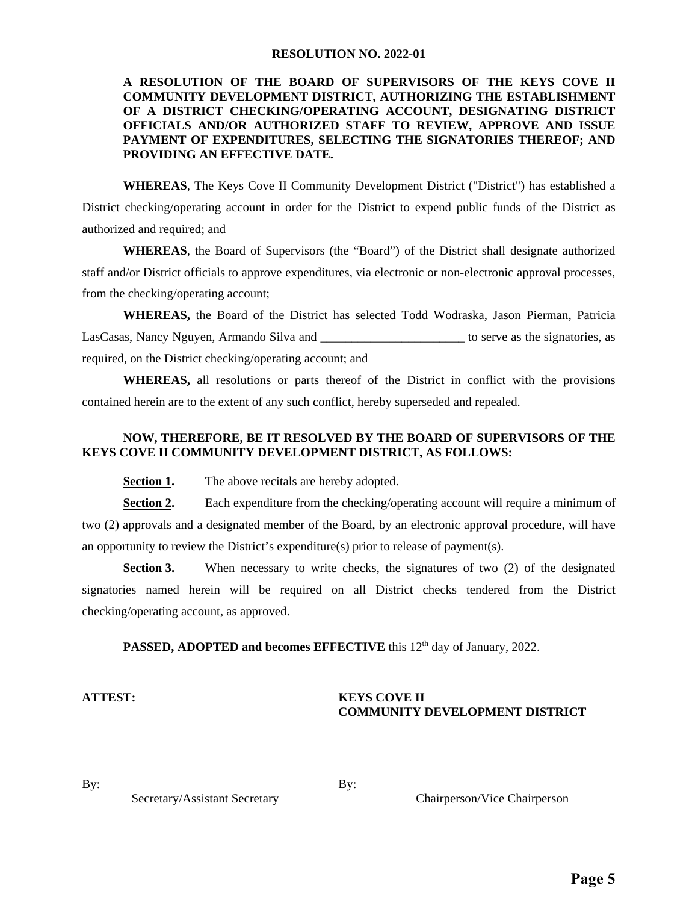**RESOLUTION NO. 2022-01**

**A RESOLUTION OF THE BOARD OF SUPERVISORS OF THE KEYS COVE II COMMUNITY DEVELOPMENT DISTRICT, AUTHORIZING THE ESTABLISHMENT OF A DISTRICT CHECKING/OPERATING ACCOUNT, DESIGNATING DISTRICT OFFICIALS AND/OR AUTHORIZED STAFF TO REVIEW, APPROVE AND ISSUE PAYMENT OF EXPENDITURES, SELECTING THE SIGNATORIES THEREOF; AND PROVIDING AN EFFECTIVE DATE.**

**WHEREAS**, The Keys Cove II Community Development District ("District") has established a District checking/operating account in order for the District to expend public funds of the District as authorized and required; and

**WHEREAS**, the Board of Supervisors (the "Board") of the District shall designate authorized staff and/or District officials to approve expenditures, via electronic or non-electronic approval processes, from the checking/operating account;

**WHEREAS,** the Board of the District has selected Todd Wodraska, Jason Pierman, Patricia LasCasas, Nancy Nguyen, Armando Silva and _______________________ to serve as the signatories, as required, on the District checking/operating account; and

**WHEREAS,** all resolutions or parts thereof of the District in conflict with the provisions contained herein are to the extent of any such conflict, hereby superseded and repealed.

**NOW, THEREFORE, BE IT RESOLVED BY THE BOARD OF SUPERVISORS OF THE KEYS COVE II COMMUNITY DEVELOPMENT DISTRICT, AS FOLLOWS:**

**Section 1.** The above recitals are hereby adopted.

**Section 2.** Each expenditure from the checking/operating account will require a minimum of two (2) approvals and a designated member of the Board, by an electronic approval procedure, will have an opportunity to review the District's expenditure(s) prior to release of payment(s).

**Section 3.** When necessary to write checks, the signatures of two (2) of the designated signatories named herein will be required on all District checks tendered from the District checking/operating account, as approved.

**PASSED, ADOPTED and becomes EFFECTIVE** this 12th day of January, 2022.

**ATTEST:**

By: ______________________________
Secretary/Assistant Secretary

**KEYS COVE II COMMUNITY DEVELOPMENT DISTRICT**

By: ______________________________
Chairperson/Vice Chairperson